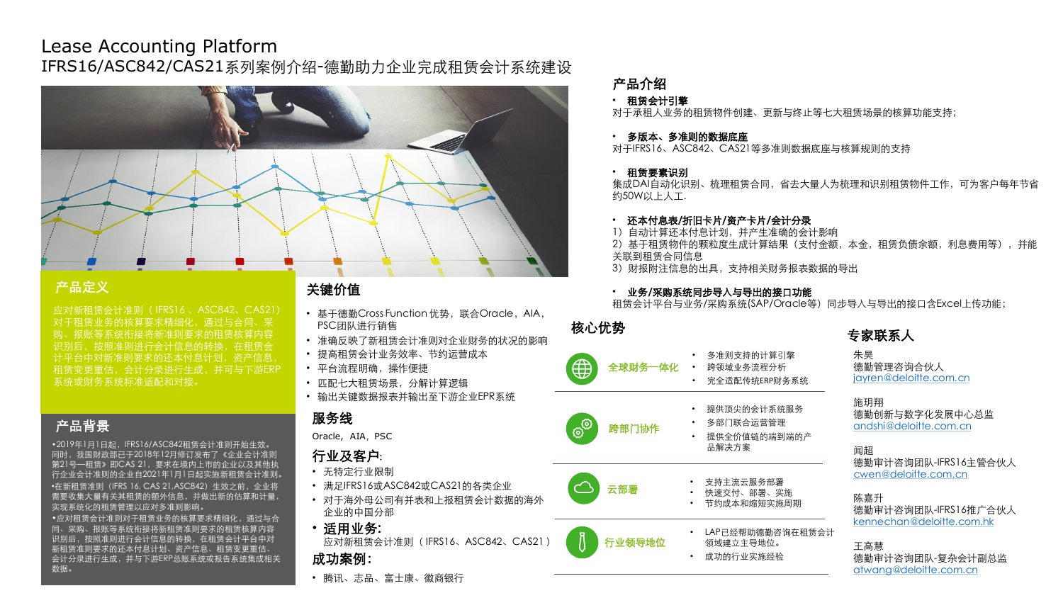# Lease Accounting Platform

IFRS16/ASC842/CAS21系列案例介绍-德勤助力企业完成租赁会计系统建设

## 产品定义

应对新租赁会计准则（IFRS16、ASC842、CAS21）对于租赁业务的核算要求精细化，通过与合同、采购、报账等系统衔接将新准则要求的租赁核算内容识别后，按照准则进行会计信息的转换，在租赁会计平台中对新准则要求的还本付息计划，资产信息，租赁变更重估，会计分录进行生成，并可与下游ERP系统或财务系统标准适配和对接。

## 产品背景

•2019年1月1日起，IFRS16/ASC842租赁会计准则开始生效。同时，我国财政部已于2018年12月修订发布了《企业会计准则第21号—租赁》即CAS 21，要求在境内上市的企业以及其他执行企业会计准则的企业自2021年1月1日起实施新租赁会计准则。

•在新租赁准则（IFRS 16, CAS 21,ASC842）生效之前，企业将需要收集大量有关其租赁的额外信息，并做出新的估算和计量，实现系统化的租赁管理以应对多准则影响。

•应对租赁会计准则对于租赁业务的核算要求精细化，通过与合同、采购、报账等系统衔接将新租赁准则要求的租赁核算内容识别后，按照准则进行会计信息的转换，在租赁会计平台中对新租赁准则要求的还本付息计划、资产信息、租赁变更重估、会计分录进行生成，并与下游ERP总账系统或报告系统集成相关数据。

## 关键价值

- 基于德勤Cross Function优势，联合Oracle，AIA，PSC团队进行销售
- 准确反映了新租赁会计准则对企业财务的状况的影响
- 提高租赁会计业务效率、节约运营成本
- 平台流程明确，操作便捷
- 匹配七大租赁场景，分解计算逻辑
- 输出关键数据报表并输出至下游企业EPR系统

## 服务线

Oracle，AIA，PSC

## 行业及客户:

- 无特定行业限制
- 满足IFRS16或ASC842或CAS21的各类企业
- 对于海外母公司有并表和上报租赁会计数据的海外企业的中国分部

- **适用业务:**
  应对新租赁会计准则（IFRS16、ASC842、CAS21）

## 成功案例:

- 腾讯、志品、富士康、徽商银行

## 产品介绍

- **租赁会计引擎**

对于承租人业务的租赁物件创建、更新与终止等七大租赁场景的核算功能支持；

- **多版本、多准则的数据底座**

对于IFRS16、ASC842、CAS21等多准则数据底座与核算规则的支持

- **租赁要素识别**

集成DAI自动化识别、梳理租赁合同，省去大量人为梳理和识别租赁物件工作，可为客户每年节省约50W以上人工.

- **还本付息表/折旧卡片/资产卡片/会计分录**

1）自动计算还本付息计划，并产生准确的会计影响
2）基于租赁物件的颗粒度生成计算结果（支付金额，本金，租赁负债余额，利息费用等），并能关联到租赁合同信息
3）财报附注信息的出具，支持相关财务报表数据的导出

- **业务/采购系统同步导入与导出的接口功能**

租赁会计平台与业务/采购系统(SAP/Oracle等）同步导入与导出的接口含Excel上传功能；

## 核心优势

**全球财务一体化**
- 多准则支持的计算引擎
- 跨领域业务流程分析
- 完全适配传统ERP财务系统

**跨部门协作**
- 提供顶尖的会计系统服务
- 多部门联合运营管理
- 提供全价值链的端到端的产品解决方案

**云部署**
- 支持主流云服务部署
- 快速交付、部署、实施
- 节约成本和缩短实施周期

**行业领导地位**
- LAP已经帮助德勤咨询在租赁会计领域建立主导地位。
- 成功的行业实施经验

## 专家联系人

朱昊
德勤管理咨询合伙人
jayren@deloitte.com.cn

施玥翔
德勤创新与数字化发展中心总监
andshi@deloitte.com.cn

闻超
德勤审计咨询团队-IFRS16主管合伙人
cwen@deloitte.com.cn

陈嘉升
德勤审计咨询团队-IFRS16推广合伙人
kennechan@deloitte.com.hk

王高慧
德勤审计咨询团队-复杂会计副总监
atwang@deloitte.com.cn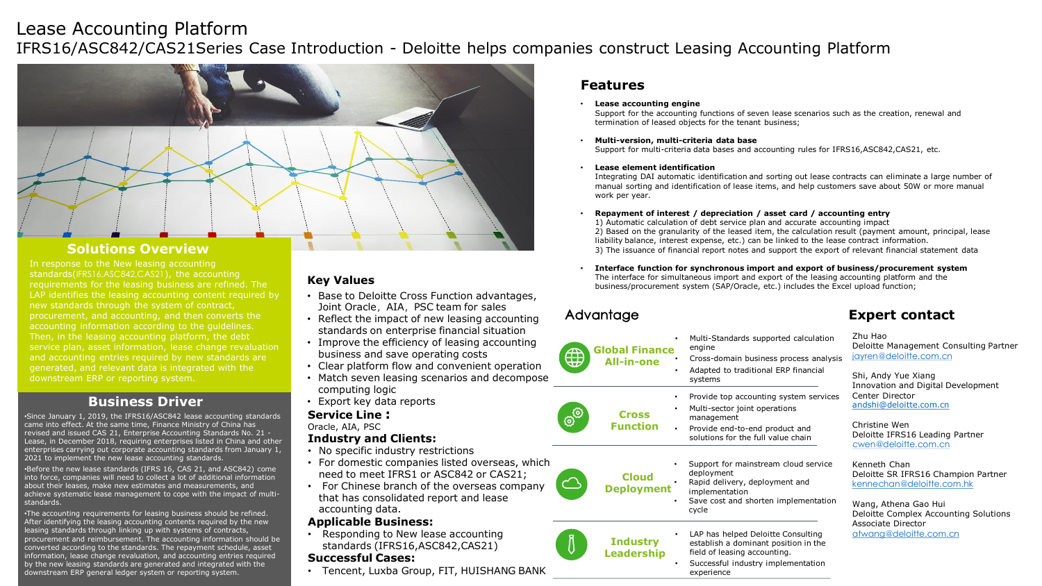# Lease Accounting Platform

## IFRS16/ASC842/CAS21Series Case Introduction - Deloitte helps companies construct Leasing Accounting Platform

## Solutions Overview

In response to the New leasing accounting standards(IFRS16,ASC842,CAS21), the accounting requirements for the leasing business are refined. The LAP identifies the leasing accounting content required by new standards through the system of contract, procurement, and accounting, and then converts the accounting information according to the guidelines. Then, in the leasing accounting platform, the debt service plan, asset information, lease change revaluation and accounting entries required by new standards are generated, and relevant data is integrated with the downstream ERP or reporting system.

## Business Driver

•Since January 1, 2019, the IFRS16/ASC842 lease accounting standards came into effect. At the same time, Finance Ministry of China has revised and issued CAS 21, Enterprise Accounting Standards No. 21 - Lease, in December 2018, requiring enterprises listed in China and other enterprises carrying out corporate accounting standards from January 1, 2021 to implement the new lease accounting standards.

•Before the new lease standards (IFRS 16, CAS 21, and ASC842) come into force, companies will need to collect a lot of additional information about their leases, make new estimates and measurements, and achieve systematic lease management to cope with the impact of multi-standards.

•The accounting requirements for leasing business should be refined. After identifying the leasing accounting contents required by the new leasing standards through linking up with systems of contracts, procurement and reimbursement. The accounting information should be converted according to the standards. The repayment schedule, asset information, lease change revaluation, and accounting entries required by the new leasing standards are generated and integrated with the downstream ERP general ledger system or reporting system.

## Key Values

- Base to Deloitte Cross Function advantages, Joint Oracle，AIA，PSC team for sales
- Reflect the impact of new leasing accounting standards on enterprise financial situation
- Improve the efficiency of leasing accounting business and save operating costs
- Clear platform flow and convenient operation
- Match seven leasing scenarios and decompose computing logic
- Export key data reports

### Service Line：

Oracle, AIA, PSC

### Industry and Clients:

- No specific industry restrictions
- For domestic companies listed overseas, which need to meet IFRS1 or ASC842 or CAS21;
- For Chinese branch of the overseas company that has consolidated report and lease accounting data.

### Applicable Business:

- Responding to New lease accounting standards (IFRS16,ASC842,CAS21)

### Successful Cases:

- Tencent, Luxba Group, FIT, HUISHANG BANK

## Features

- **Lease accounting engine**
  Support for the accounting functions of seven lease scenarios such as the creation, renewal and termination of leased objects for the tenant business;
- **Multi-version, multi-criteria data base**
  Support for multi-criteria data bases and accounting rules for IFRS16,ASC842,CAS21, etc.
- **Lease element identification**
  Integrating DAI automatic identification and sorting out lease contracts can eliminate a large number of manual sorting and identification of lease items, and help customers save about 50W or more manual work per year.
- **Repayment of interest / depreciation / asset card / accounting entry**
  1) Automatic calculation of debt service plan and accurate accounting impact
  2) Based on the granularity of the leased item, the calculation result (payment amount, principal, lease liability balance, interest expense, etc.) can be linked to the lease contract information.
  3) The issuance of financial report notes and support the export of relevant financial statement data
- **Interface function for synchronous import and export of business/procurement system**
  The interface for simultaneous import and export of the leasing accounting platform and the business/procurement system (SAP/Oracle, etc.) includes the Excel upload function;

## Advantage

**Global Finance All-in-one**

- Multi-Standards supported calculation engine
- Cross-domain business process analysis
- Adapted to traditional ERP financial systems

**Cross Function**

- Provide top accounting system services
- Multi-sector joint operations management
- Provide end-to-end product and solutions for the full value chain

**Cloud Deployment**

- Support for mainstream cloud service deployment
- Rapid delivery, deployment and implementation
- Save cost and shorten implementation cycle

**Industry Leadership**

- LAP has helped Deloitte Consulting establish a dominant position in the field of leasing accounting.
- Successful industry implementation experience

## Expert contact

Zhu Hao
Deloitte Management Consulting Partner
jayren@deloitte.com.cn

Shi, Andy Yue Xiang
Innovation and Digital Development Center Director
andshi@deloitte.com.cn

Christine Wen
Deloitte IFRS16 Leading Partner
cwen@deloitte.com.cn

Kenneth Chan
Deloitte SR IFRS16 Champion Partner
kennechan@deloitte.com.hk

Wang, Athena Gao Hui
Deloitte Complex Accounting Solutions Associate Director
atwang@deloitte.com.cn